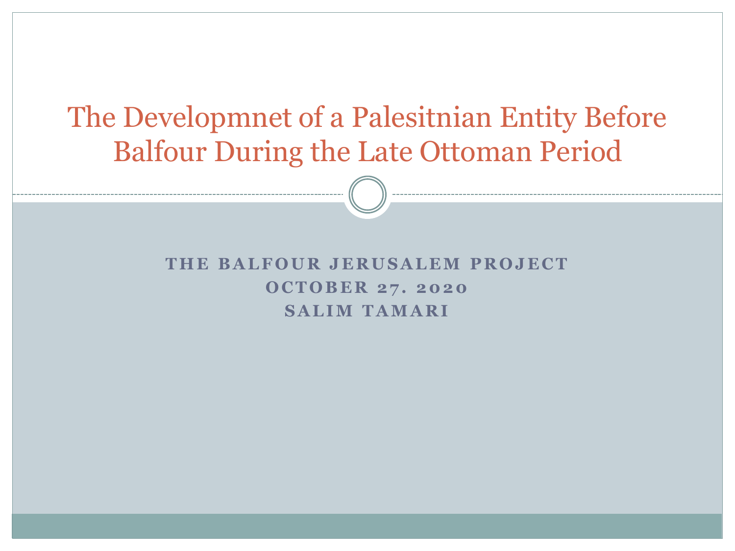# The Developmnet of a Palesitnian Entity Before Balfour During the Late Ottoman Period

**THE BALFOUR JERUSALEM PROJECT**
**OCTOBER 27. 2020**
**SALIM TAMARI**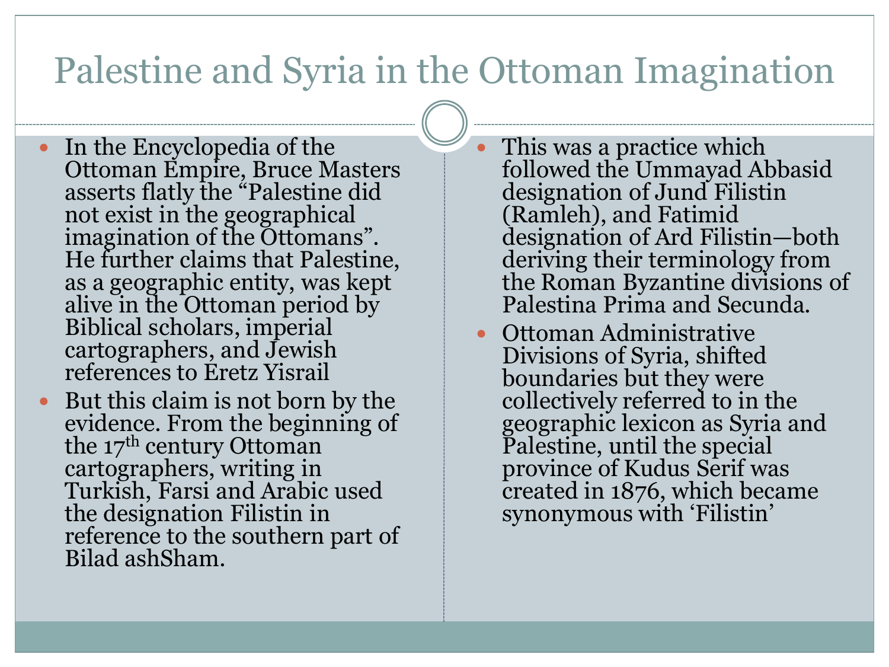# Palestine and Syria in the Ottoman Imagination

- In the Encyclopedia of the Ottoman Empire, Bruce Masters asserts flatly the "Palestine did not exist in the geographical imagination of the Ottomans". He further claims that Palestine, as a geographic entity, was kept alive in the Ottoman period by Biblical scholars, imperial cartographers, and Jewish references to Eretz Yisrail
- But this claim is not born by the evidence. From the beginning of the 17th century Ottoman cartographers, writing in Turkish, Farsi and Arabic used the designation Filistin in reference to the southern part of Bilad ashSham.
- This was a practice which followed the Ummayad Abbasid designation of Jund Filistin (Ramleh), and Fatimid designation of Ard Filistin—both deriving their terminology from the Roman Byzantine divisions of Palestina Prima and Secunda.
- Ottoman Administrative Divisions of Syria, shifted boundaries but they were collectively referred to in the geographic lexicon as Syria and Palestine, until the special province of Kudus Serif was created in 1876, which became synonymous with 'Filistin'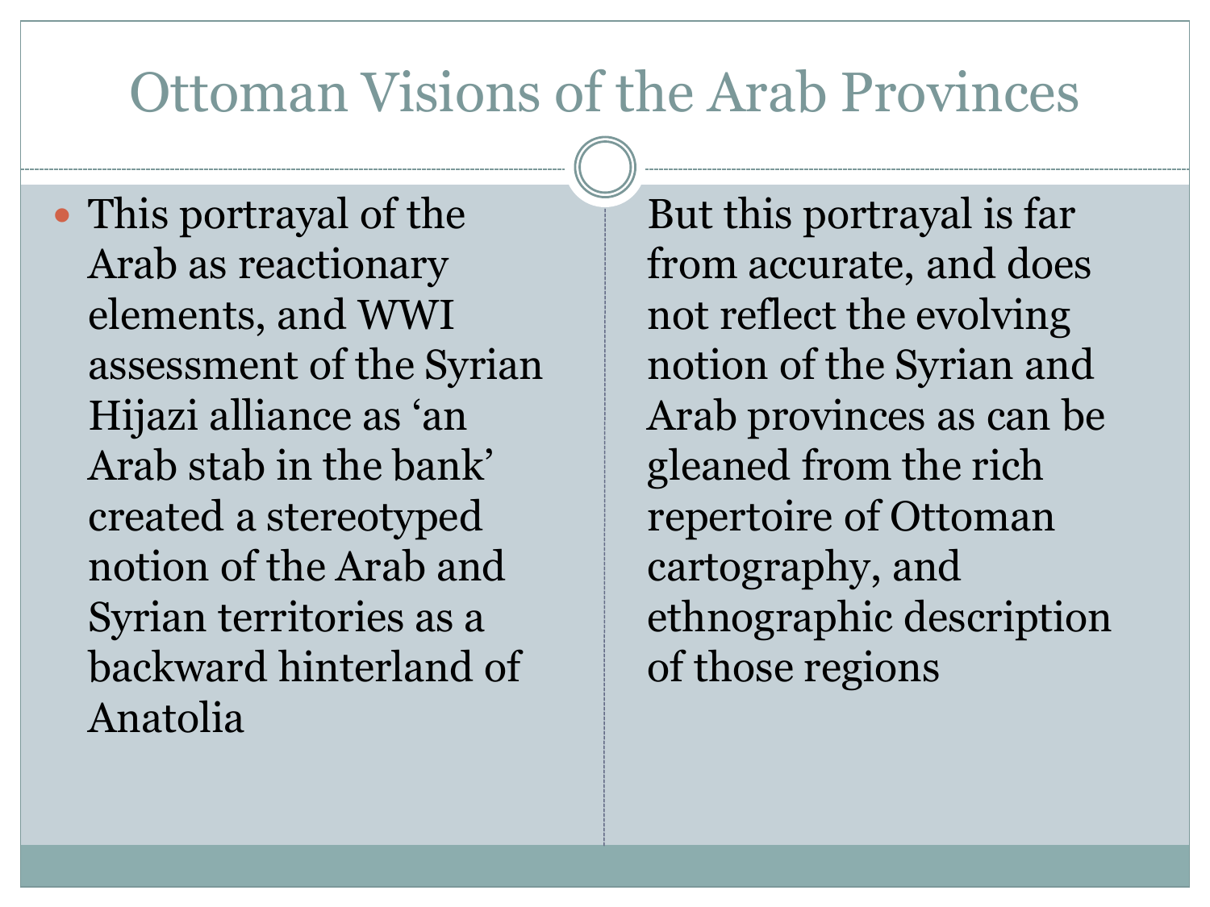# Ottoman Visions of the Arab Provinces

- This portrayal of the Arab as reactionary elements, and WWI assessment of the Syrian Hijazi alliance as 'an Arab stab in the bank' created a stereotyped notion of the Arab and Syrian territories as a backward hinterland of Anatolia

But this portrayal is far from accurate, and does not reflect the evolving notion of the Syrian and Arab provinces as can be gleaned from the rich repertoire of Ottoman cartography, and ethnographic description of those regions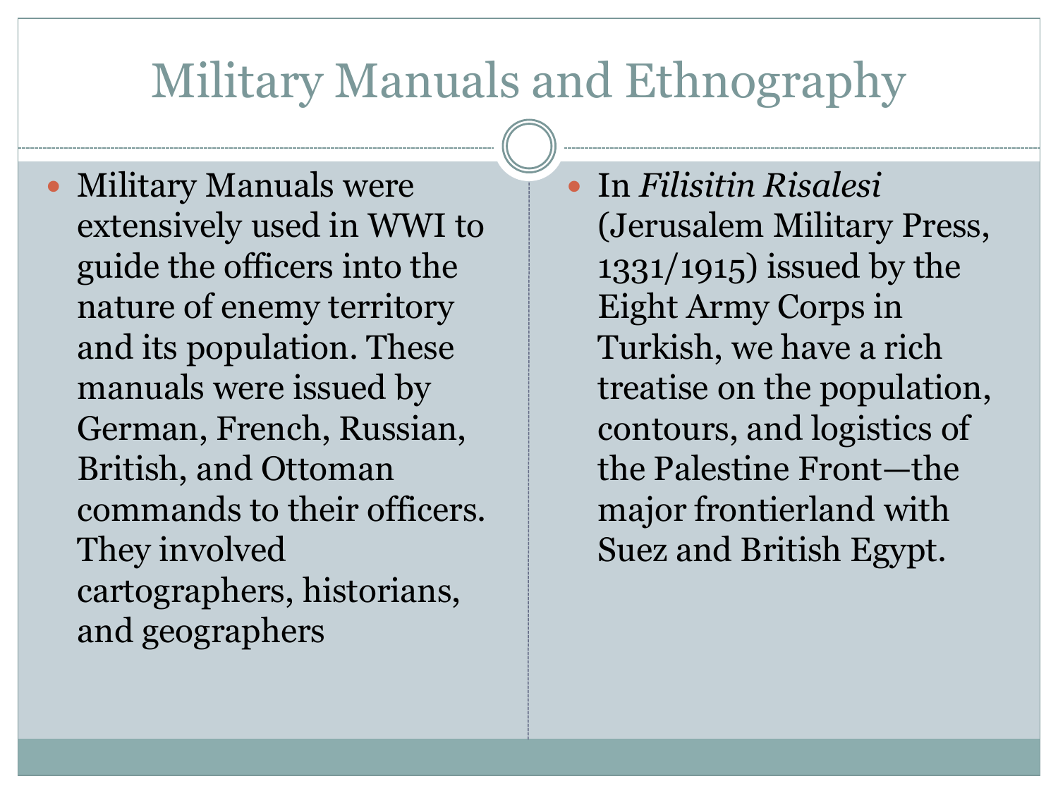# Military Manuals and Ethnography

- Military Manuals were extensively used in WWI to guide the officers into the nature of enemy territory and its population. These manuals were issued by German, French, Russian, British, and Ottoman commands to their officers. They involved cartographers, historians, and geographers

- In *Filisitin Risalesi* (Jerusalem Military Press, 1331/1915) issued by the Eight Army Corps in Turkish, we have a rich treatise on the population, contours, and logistics of the Palestine Front—the major frontierland with Suez and British Egypt.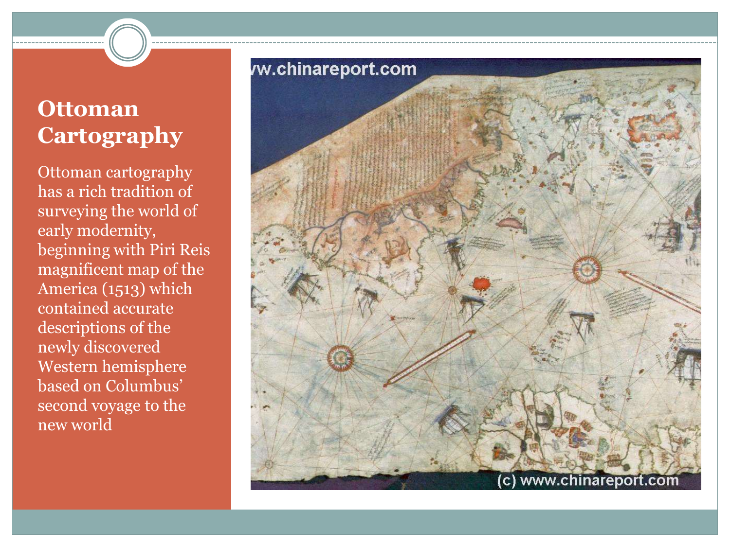# Ottoman Cartography

Ottoman cartography has a rich tradition of surveying the world of early modernity, beginning with Piri Reis magnificent map of the America (1513) which contained accurate descriptions of the newly discovered Western hemisphere based on Columbus' second voyage to the new world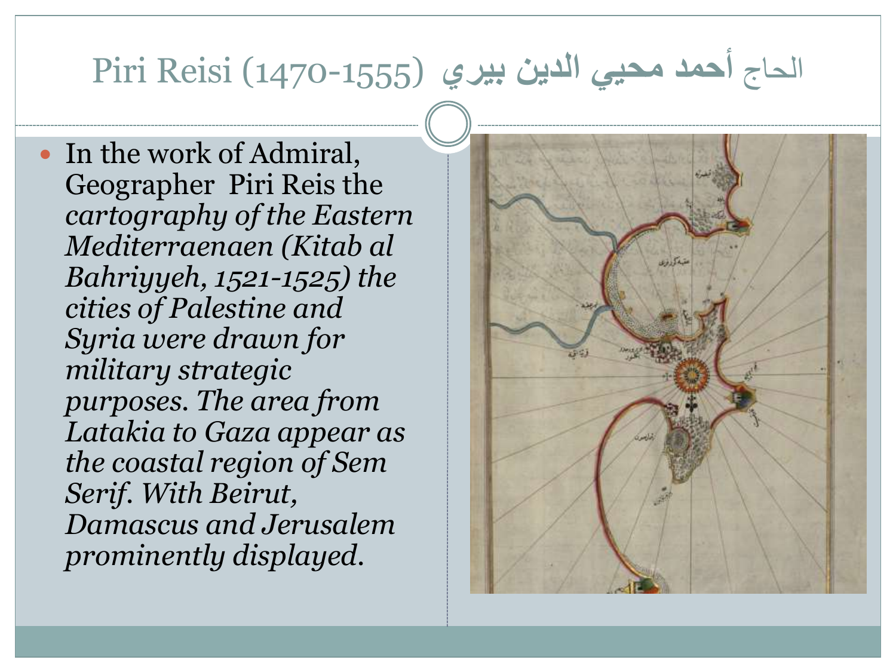# Piri Reisi (1470-1555) الحاج أحمد محيي الدين بيري

- In the work of Admiral, Geographer Piri Reis the *cartography of the Eastern Mediterraenaen (Kitab al Bahriyyeh, 1521-1525) the cities of Palestine and Syria were drawn for military strategic purposes. The area from Latakia to Gaza appear as the coastal region of Sem Serif. With Beirut, Damascus and Jerusalem prominently displayed.*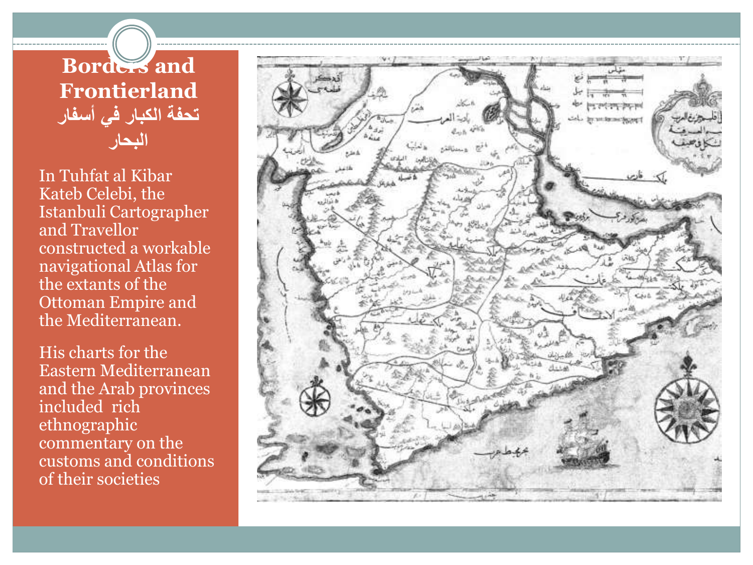# Borders and Frontierland

## تحفة الكبار في أسفار البحار

In Tuhfat al Kibar Kateb Celebi, the Istanbuli Cartographer and Travellor constructed a workable navigational Atlas for the extants of the Ottoman Empire and the Mediterranean.

His charts for the Eastern Mediterranean and the Arab provinces included rich ethnographic commentary on the customs and conditions of their societies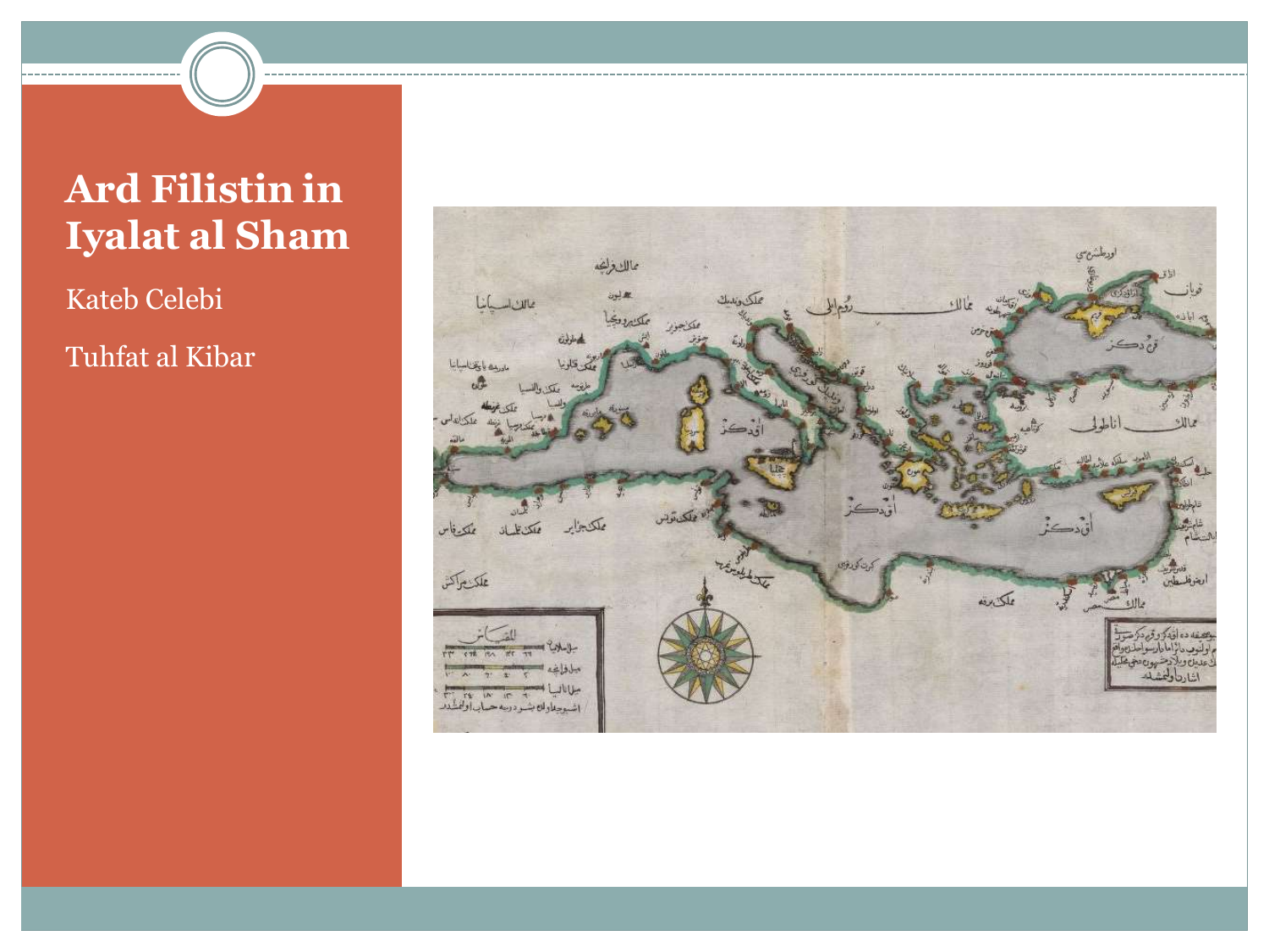# Ard Filistin in Iyalat al Sham

Kateb Celebi

Tuhfat al Kibar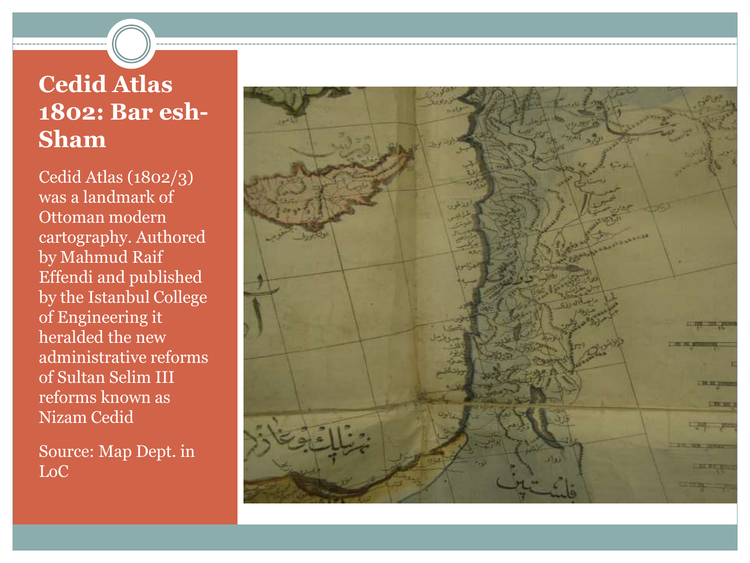# Cedid Atlas 1802: Bar esh-Sham

Cedid Atlas (1802/3) was a landmark of Ottoman modern cartography. Authored by Mahmud Raif Effendi and published by the Istanbul College of Engineering it heralded the new administrative reforms of Sultan Selim III reforms known as Nizam Cedid

Source: Map Dept. in LoC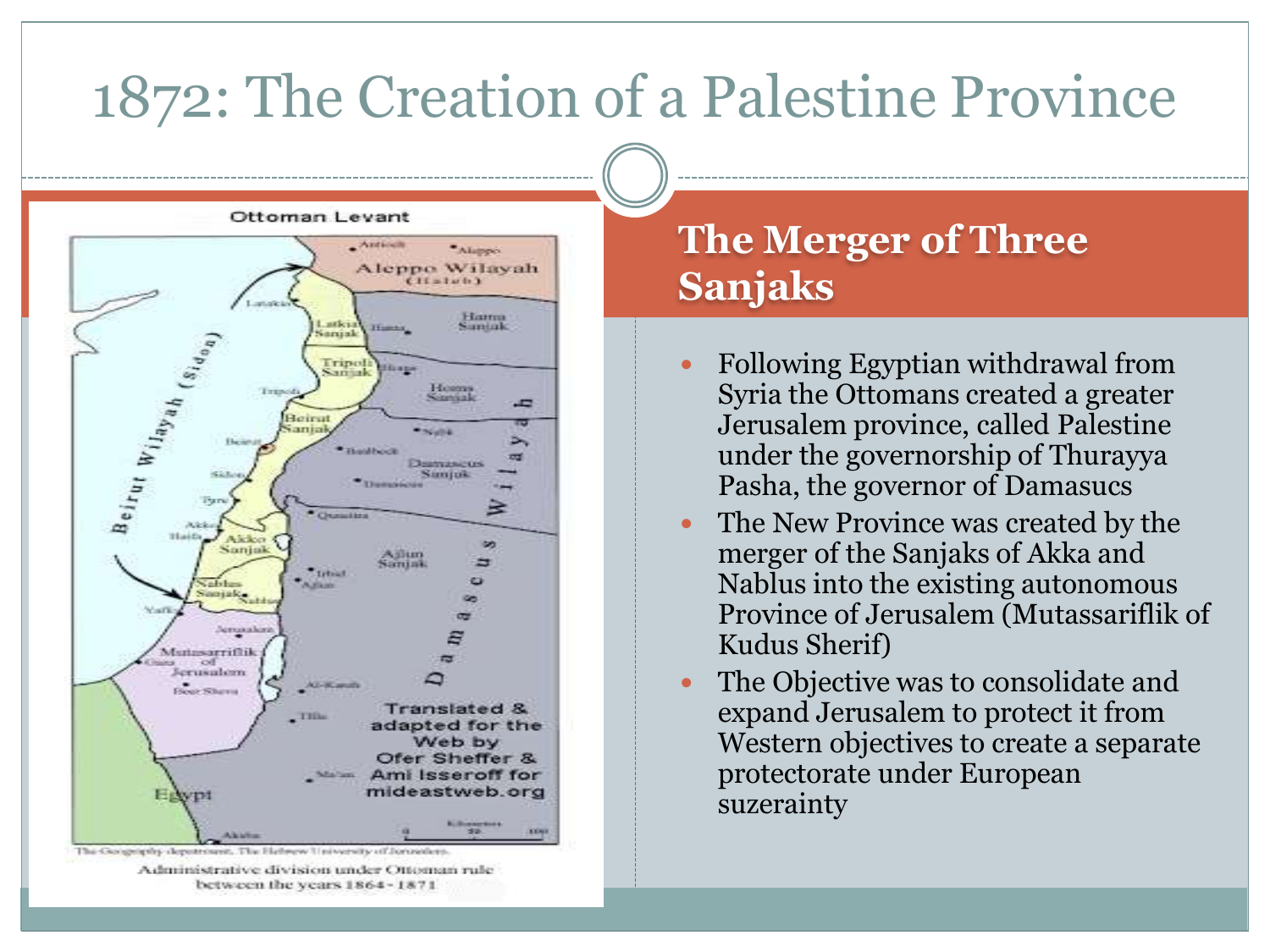# 1872: The Creation of a Palestine Province

## The Merger of Three Sanjaks

- Following Egyptian withdrawal from Syria the Ottomans created a greater Jerusalem province, called Palestine under the governorship of Thurayya Pasha, the governor of Damasucs
- The New Province was created by the merger of the Sanjaks of Akka and Nablus into the existing autonomous Province of Jerusalem (Mutassariflik of Kudus Sherif)
- The Objective was to consolidate and expand Jerusalem to protect it from Western objectives to create a separate protectorate under European suzerainty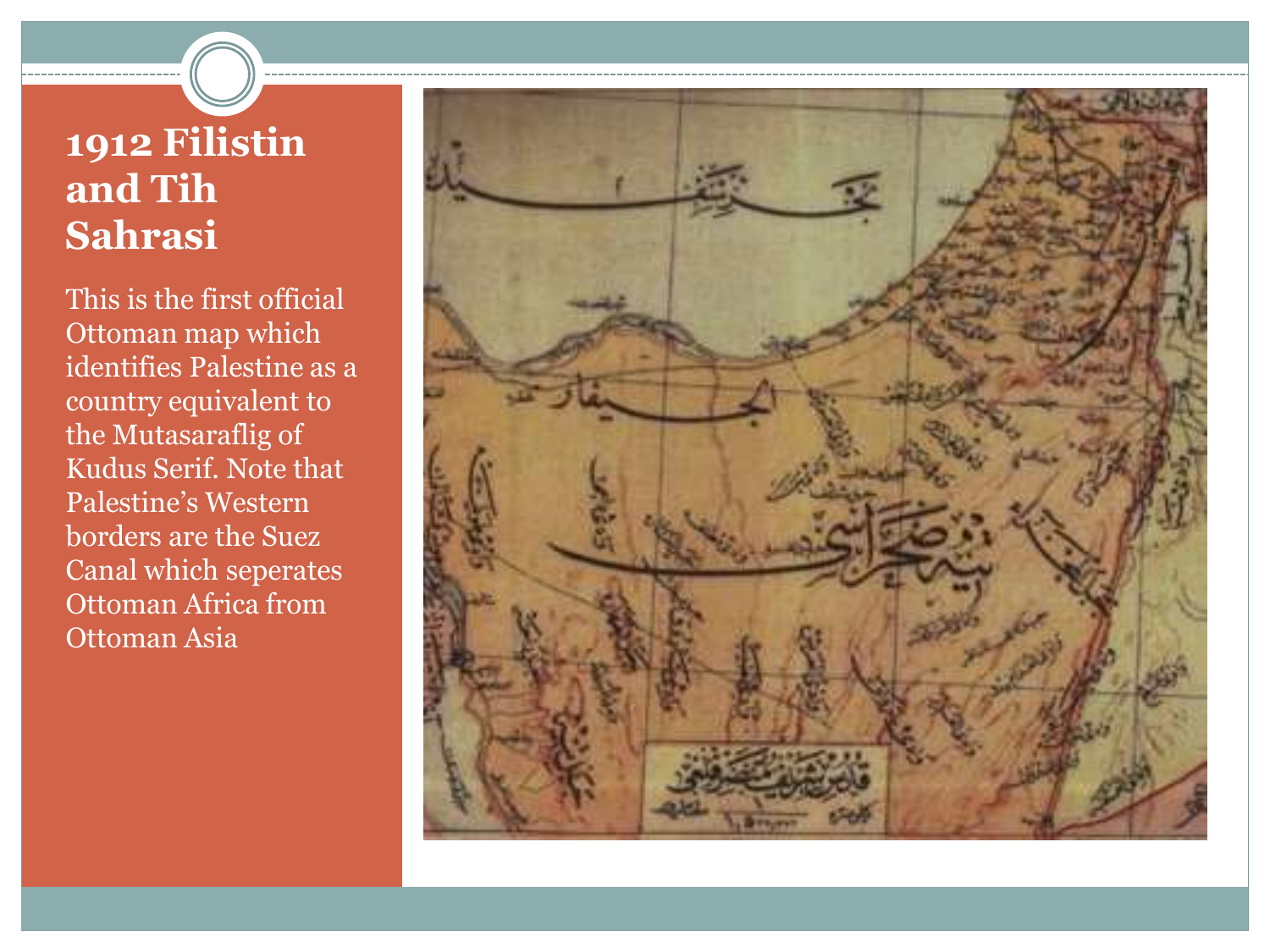# 1912 Filistin and Tih Sahrasi

This is the first official Ottoman map which identifies Palestine as a country equivalent to the Mutasaraflig of Kudus Serif. Note that Palestine's Western borders are the Suez Canal which seperates Ottoman Africa from Ottoman Asia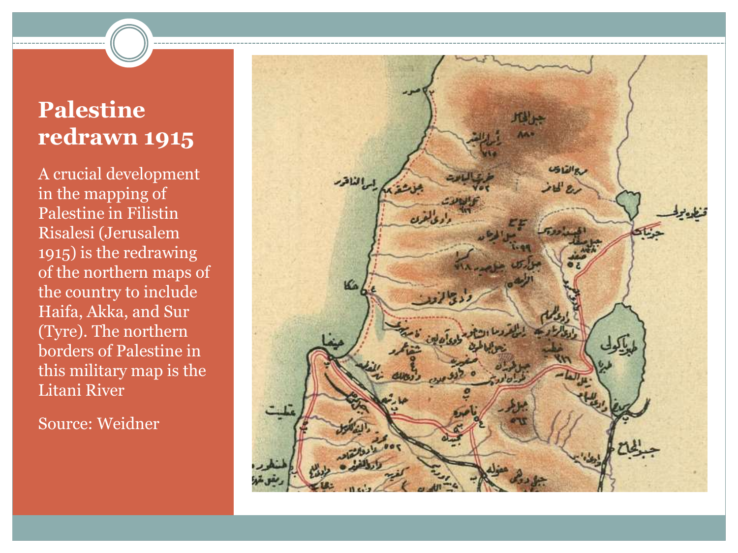# Palestine redrawn 1915

A crucial development in the mapping of Palestine in Filistin Risalesi (Jerusalem 1915) is the redrawing of the northern maps of the country to include Haifa, Akka, and Sur (Tyre). The northern borders of Palestine in this military map is the Litani River

Source: Weidner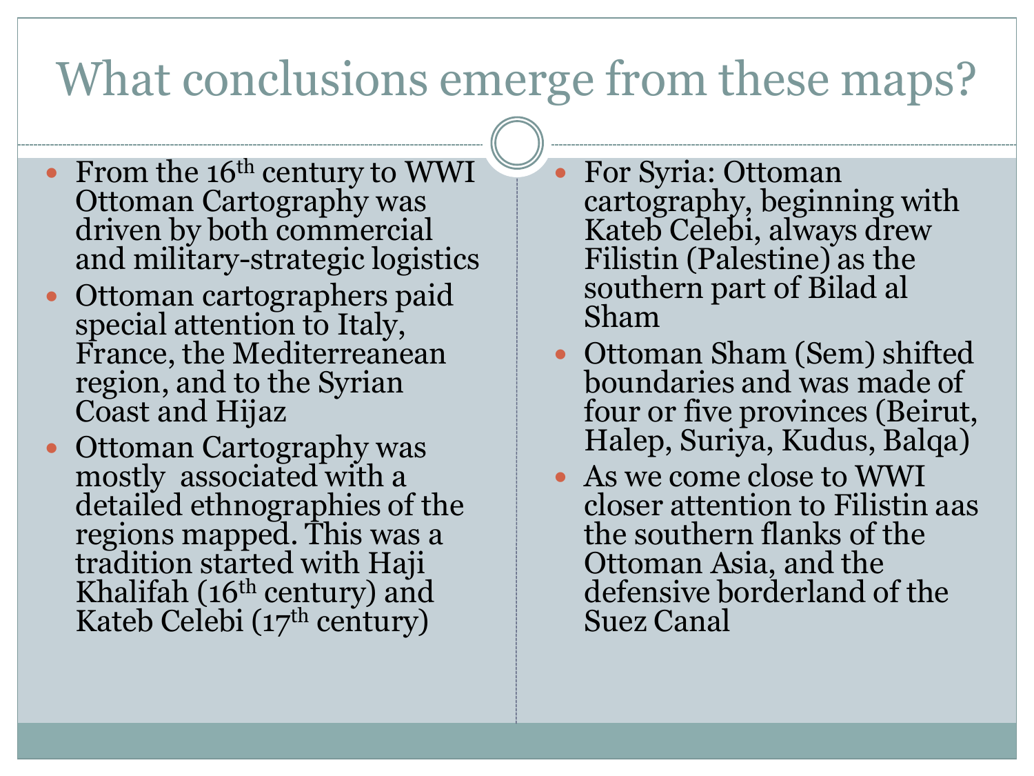# What conclusions emerge from these maps?

- From the 16th century to WWI Ottoman Cartography was driven by both commercial and military-strategic logistics
- Ottoman cartographers paid special attention to Italy, France, the Mediterreanean region, and to the Syrian Coast and Hijaz
- Ottoman Cartography was mostly associated with a detailed ethnographies of the regions mapped. This was a tradition started with Haji Khalifah (16th century) and Kateb Celebi (17th century)
- For Syria: Ottoman cartography, beginning with Kateb Celebi, always drew Filistin (Palestine) as the southern part of Bilad al Sham
- Ottoman Sham (Sem) shifted boundaries and was made of four or five provinces (Beirut, Halep, Suriya, Kudus, Balqa)
- As we come close to WWI closer attention to Filistin aas the southern flanks of the Ottoman Asia, and the defensive borderland of the Suez Canal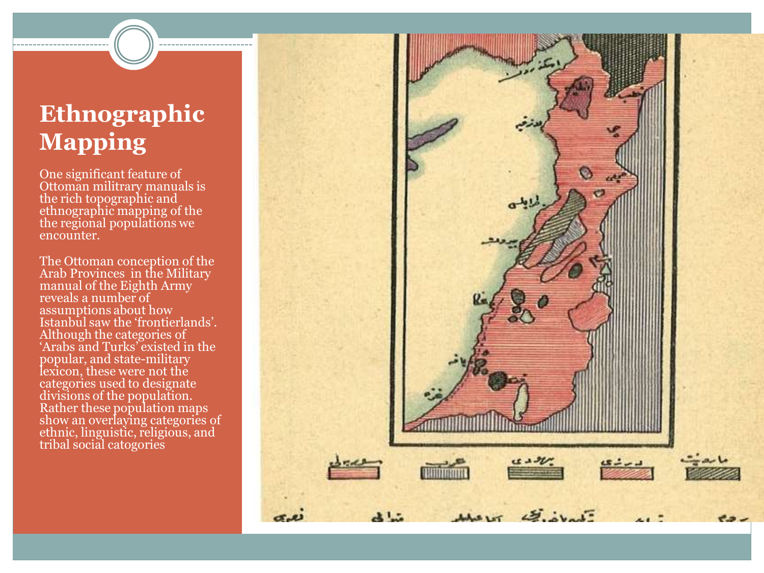# Ethnographic Mapping

One significant feature of Ottoman military manuals is the rich topographic and ethnographic mapping of the the regional populations we encounter.

The Ottoman conception of the Arab Provinces in the Military manual of the Eighth Army reveals a number of assumptions about how Istanbul saw the 'frontierlands'. Although the categories of 'Arabs and Turks' existed in the popular, and state-military lexicon, these were not the categories used to designate divisions of the population. Rather these population maps show an overlaying categories of ethnic, linguistic, religious, and tribal social catogories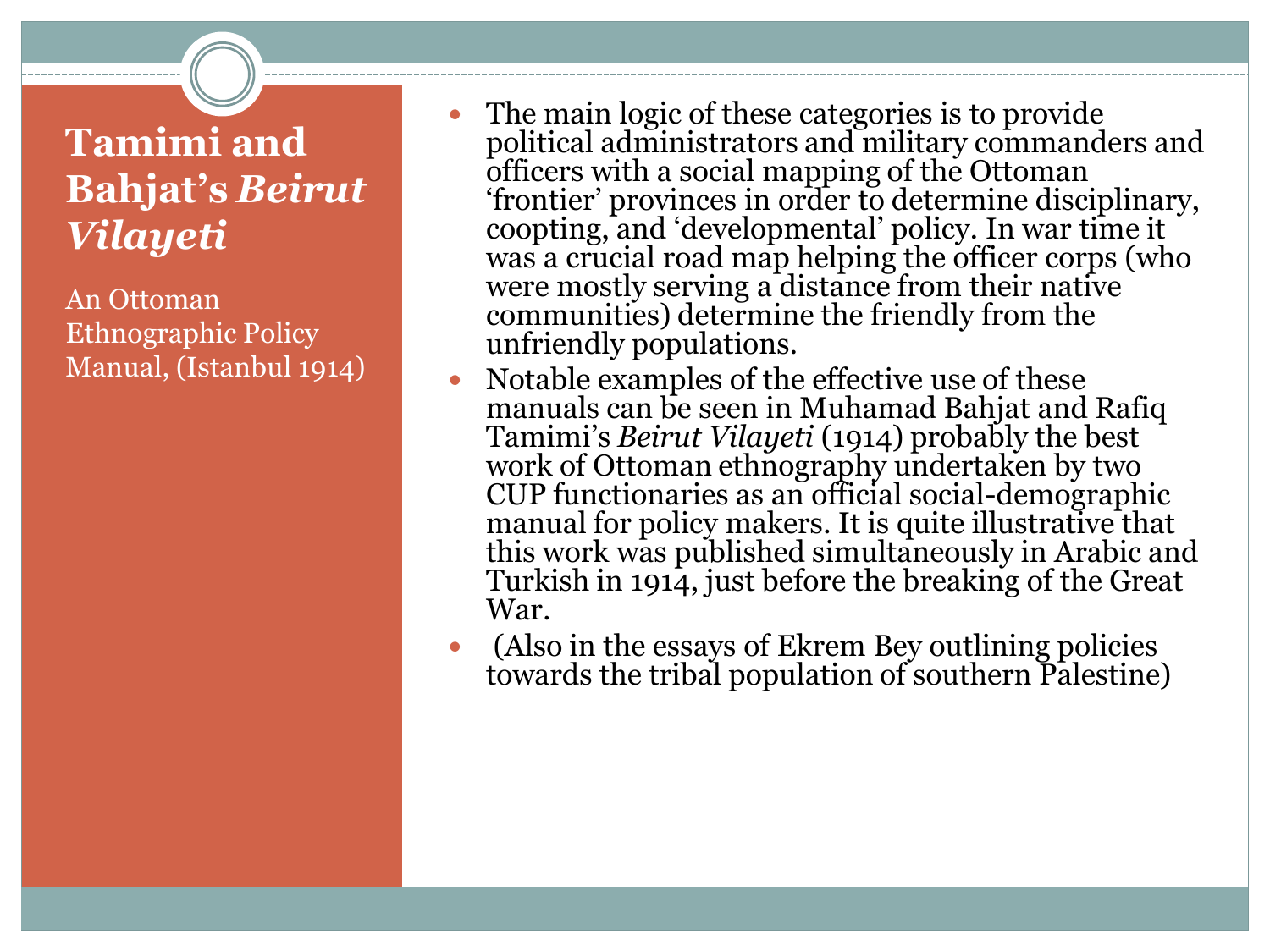# Tamimi and Bahjat's *Beirut Vilayeti*

An Ottoman Ethnographic Policy Manual, (Istanbul 1914)

- The main logic of these categories is to provide political administrators and military commanders and officers with a social mapping of the Ottoman 'frontier' provinces in order to determine disciplinary, coopting, and 'developmental' policy. In war time it was a crucial road map helping the officer corps (who were mostly serving a distance from their native communities) determine the friendly from the unfriendly populations.
- Notable examples of the effective use of these manuals can be seen in Muhamad Bahjat and Rafiq Tamimi's *Beirut Vilayeti* (1914) probably the best work of Ottoman ethnography undertaken by two CUP functionaries as an official social-demographic manual for policy makers. It is quite illustrative that this work was published simultaneously in Arabic and Turkish in 1914, just before the breaking of the Great War.
- (Also in the essays of Ekrem Bey outlining policies towards the tribal population of southern Palestine)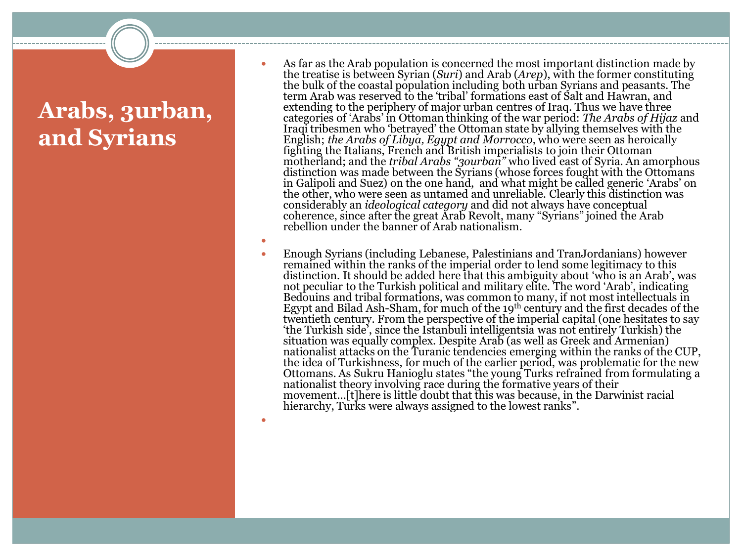# Arabs, 3urban, and Syrians

- As far as the Arab population is concerned the most important distinction made by the treatise is between Syrian (*Suri*) and Arab (*Arep*), with the former constituting the bulk of the coastal population including both urban Syrians and peasants. The term Arab was reserved to the 'tribal' formations east of Salt and Hawran, and extending to the periphery of major urban centres of Iraq. Thus we have three categories of 'Arabs' in Ottoman thinking of the war period: *The Arabs of Hijaz* and Iraqi tribesmen who 'betrayed' the Ottoman state by allying themselves with the English; *the Arabs of Libya, Egypt and Morrocco*, who were seen as heroically fighting the Italians, French and British imperialists to join their Ottoman motherland; and the *tribal Arabs "3ourban"* who lived east of Syria. An amorphous distinction was made between the Syrians (whose forces fought with the Ottomans in Galipoli and Suez) on the one hand, and what might be called generic 'Arabs' on the other, who were seen as untamed and unreliable. Clearly this distinction was considerably an *ideological category* and did not always have conceptual coherence, since after the great Arab Revolt, many "Syrians" joined the Arab rebellion under the banner of Arab nationalism.
- Enough Syrians (including Lebanese, Palestinians and TranJordanians) however remained within the ranks of the imperial order to lend some legitimacy to this distinction. It should be added here that this ambiguity about 'who is an Arab', was not peculiar to the Turkish political and military elite. The word 'Arab', indicating Bedouins and tribal formations, was common to many, if not most intellectuals in Egypt and Bilad Ash-Sham, for much of the 19th century and the first decades of the twentieth century. From the perspective of the imperial capital (one hesitates to say 'the Turkish side', since the Istanbuli intelligentsia was not entirely Turkish) the situation was equally complex. Despite Arab (as well as Greek and Armenian) nationalist attacks on the Turanic tendencies emerging within the ranks of the CUP, the idea of Turkishness, for much of the earlier period, was problematic for the new Ottomans. As Sukru Hanioglu states "the young Turks refrained from formulating a nationalist theory involving race during the formative years of their movement…[t]here is little doubt that this was because, in the Darwinist racial hierarchy, Turks were always assigned to the lowest ranks".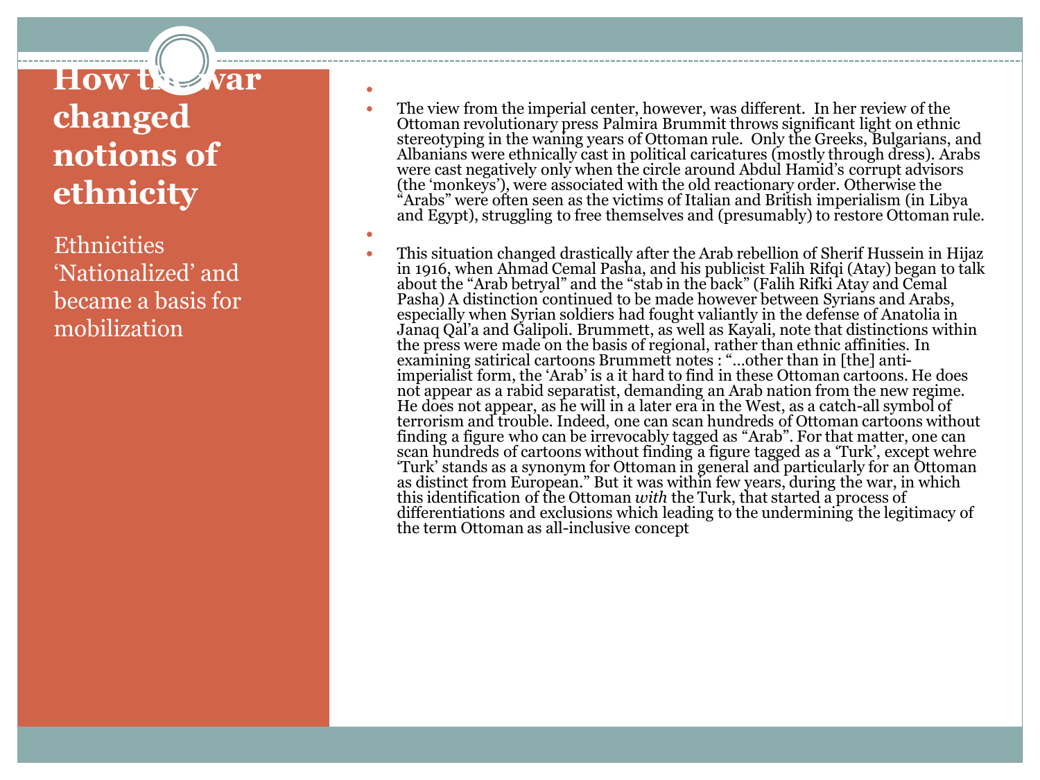# How the war changed notions of ethnicity

Ethnicities 'Nationalized' and became a basis for mobilization

- The view from the imperial center, however, was different. In her review of the Ottoman revolutionary press Palmira Brummit throws significant light on ethnic stereotyping in the waning years of Ottoman rule. Only the Greeks, Bulgarians, and Albanians were ethnically cast in political caricatures (mostly through dress). Arabs were cast negatively only when the circle around Abdul Hamid's corrupt advisors (the 'monkeys'), were associated with the old reactionary order. Otherwise the "Arabs" were often seen as the victims of Italian and British imperialism (in Libya and Egypt), struggling to free themselves and (presumably) to restore Ottoman rule.

- This situation changed drastically after the Arab rebellion of Sherif Hussein in Hijaz in 1916, when Ahmad Cemal Pasha, and his publicist Falih Rifqi (Atay) began to talk about the "Arab betryal" and the "stab in the back" (Falih Rifki Atay and Cemal Pasha) A distinction continued to be made however between Syrians and Arabs, especially when Syrian soldiers had fought valiantly in the defense of Anatolia in Janaq Qal'a and Galipoli. Brummett, as well as Kayali, note that distinctions within the press were made on the basis of regional, rather than ethnic affinities. In examining satirical cartoons Brummett notes : "…other than in [the] anti-imperialist form, the 'Arab' is a it hard to find in these Ottoman cartoons. He does not appear as a rabid separatist, demanding an Arab nation from the new regime. He does not appear, as he will in a later era in the West, as a catch-all symbol of terrorism and trouble. Indeed, one can scan hundreds of Ottoman cartoons without finding a figure who can be irrevocably tagged as "Arab". For that matter, one can scan hundreds of cartoons without finding a figure tagged as a 'Turk', except wehre 'Turk' stands as a synonym for Ottoman in general and particularly for an Ottoman as distinct from European." But it was within few years, during the war, in which this identification of the Ottoman *with* the Turk, that started a process of differentiations and exclusions which leading to the undermining the legitimacy of the term Ottoman as all-inclusive concept